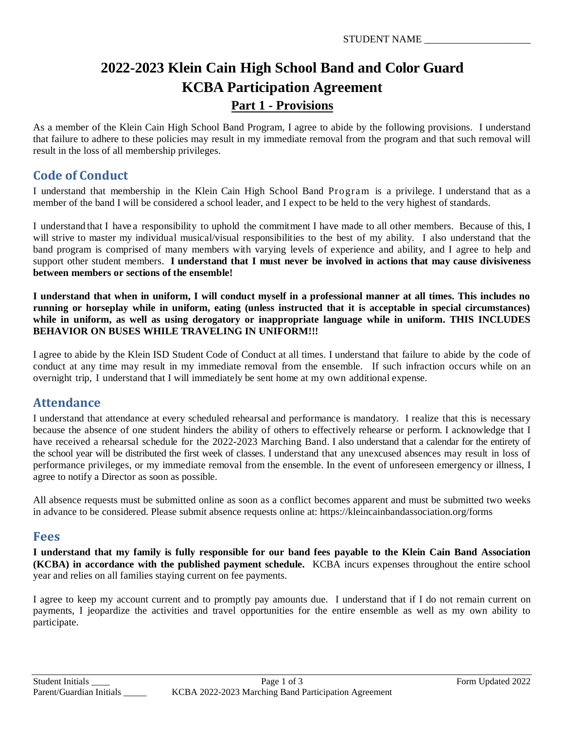STUDENT NAME _____________________

# 2022-2023 Klein Cain High School Band and Color Guard
# KCBA Participation Agreement
## Part 1 - Provisions

As a member of the Klein Cain High School Band Program, I agree to abide by the following provisions. I understand that failure to adhere to these policies may result in my immediate removal from the program and that such removal will result in the loss of all membership privileges.

## Code of Conduct

I understand that membership in the Klein Cain High School Band Program is a privilege. I understand that as a member of the band I will be considered a school leader, and I expect to be held to the very highest of standards.

I understand that I have a responsibility to uphold the commitment I have made to all other members. Because of this, I will strive to master my individual musical/visual responsibilities to the best of my ability. I also understand that the band program is comprised of many members with varying levels of experience and ability, and I agree to help and support other student members. **I understand that I must never be involved in actions that may cause divisiveness between members or sections of the ensemble!**

**I understand that when in uniform, I will conduct myself in a professional manner at all times. This includes no running or horseplay while in uniform, eating (unless instructed that it is acceptable in special circumstances) while in uniform, as well as using derogatory or inappropriate language while in uniform. THIS INCLUDES BEHAVIOR ON BUSES WHILE TRAVELING IN UNIFORM!!!**

I agree to abide by the Klein ISD Student Code of Conduct at all times. I understand that failure to abide by the code of conduct at any time may result in my immediate removal from the ensemble. If such infraction occurs while on an overnight trip, I understand that I will immediately be sent home at my own additional expense.

## Attendance

I understand that attendance at every scheduled rehearsal and performance is mandatory. I realize that this is necessary because the absence of one student hinders the ability of others to effectively rehearse or perform. I acknowledge that I have received a rehearsal schedule for the 2022-2023 Marching Band. I also understand that a calendar for the entirety of the school year will be distributed the first week of classes. I understand that any unexcused absences may result in loss of performance privileges, or my immediate removal from the ensemble. In the event of unforeseen emergency or illness, I agree to notify a Director as soon as possible.

All absence requests must be submitted online as soon as a conflict becomes apparent and must be submitted two weeks in advance to be considered. Please submit absence requests online at: https://kleincainbandassociation.org/forms

## Fees

**I understand that my family is fully responsible for our band fees payable to the Klein Cain Band Association (KCBA) in accordance with the published payment schedule.** KCBA incurs expenses throughout the entire school year and relies on all families staying current on fee payments.

I agree to keep my account current and to promptly pay amounts due. I understand that if I do not remain current on payments, I jeopardize the activities and travel opportunities for the entire ensemble as well as my own ability to participate.

Student Initials ____

Parent/Guardian Initials _____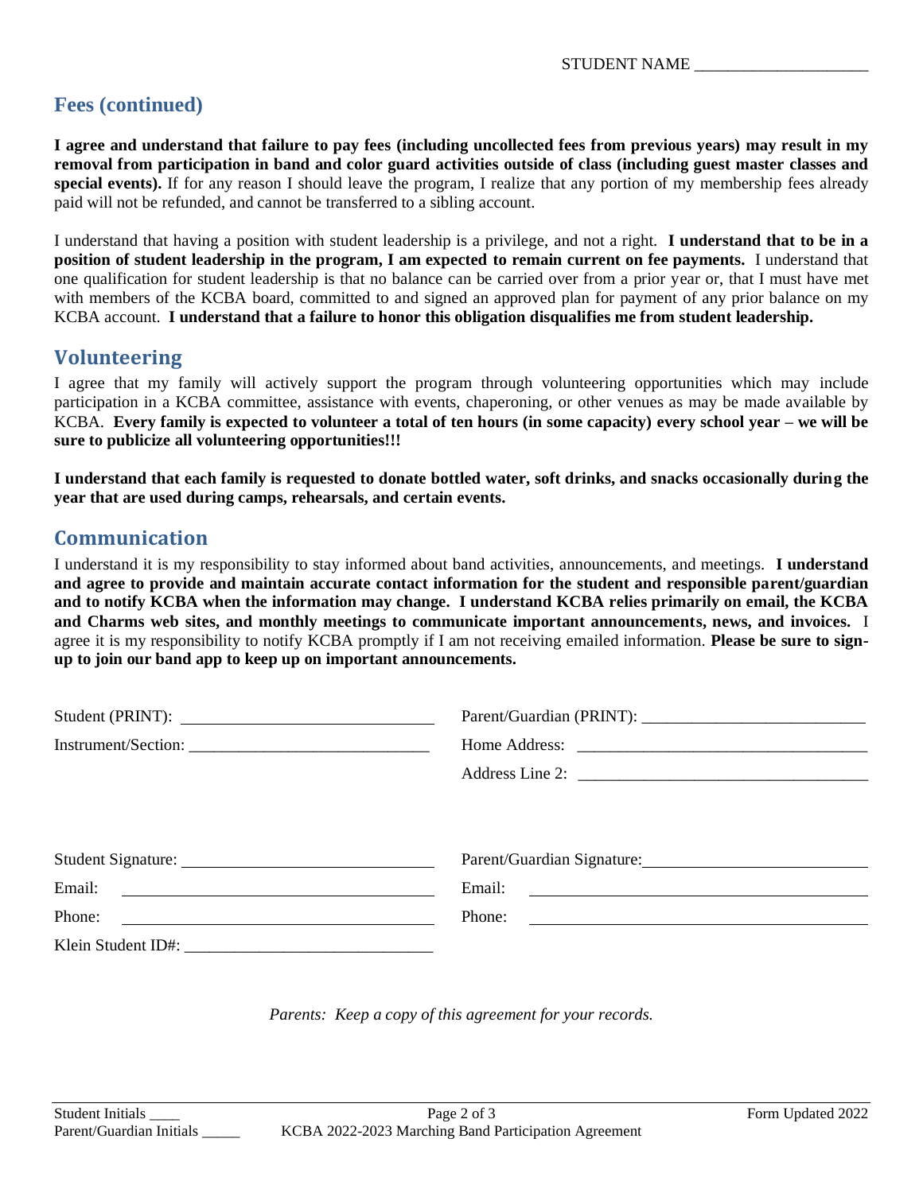STUDENT NAME ____________________

## Fees (continued)

**I agree and understand that failure to pay fees (including uncollected fees from previous years) may result in my removal from participation in band and color guard activities outside of class (including guest master classes and special events).** If for any reason I should leave the program, I realize that any portion of my membership fees already paid will not be refunded, and cannot be transferred to a sibling account.

I understand that having a position with student leadership is a privilege, and not a right. **I understand that to be in a position of student leadership in the program, I am expected to remain current on fee payments.** I understand that one qualification for student leadership is that no balance can be carried over from a prior year or, that I must have met with members of the KCBA board, committed to and signed an approved plan for payment of any prior balance on my KCBA account. **I understand that a failure to honor this obligation disqualifies me from student leadership.**

## Volunteering

I agree that my family will actively support the program through volunteering opportunities which may include participation in a KCBA committee, assistance with events, chaperoning, or other venues as may be made available by KCBA. **Every family is expected to volunteer a total of ten hours (in some capacity) every school year – we will be sure to publicize all volunteering opportunities!!!**

**I understand that each family is requested to donate bottled water, soft drinks, and snacks occasionally during the year that are used during camps, rehearsals, and certain events.**

## Communication

I understand it is my responsibility to stay informed about band activities, announcements, and meetings. **I understand and agree to provide and maintain accurate contact information for the student and responsible parent/guardian and to notify KCBA when the information may change. I understand KCBA relies primarily on email, the KCBA and Charms web sites, and monthly meetings to communicate important announcements, news, and invoices.** I agree it is my responsibility to notify KCBA promptly if I am not receiving emailed information. **Please be sure to sign-up to join our band app to keep up on important announcements.**

Student (PRINT): ____________________________

Instrument/Section: ____________________________

Parent/Guardian (PRINT): ____________________________

Home Address: ____________________________

Address Line 2: ____________________________

Student Signature: ____________________________

Email: ____________________________

Phone: ____________________________

Klein Student ID#: ____________________________

Parent/Guardian Signature: ____________________________

Email: ____________________________

Phone: ____________________________

*Parents: Keep a copy of this agreement for your records.*

Student Initials ____

Parent/Guardian Initials _____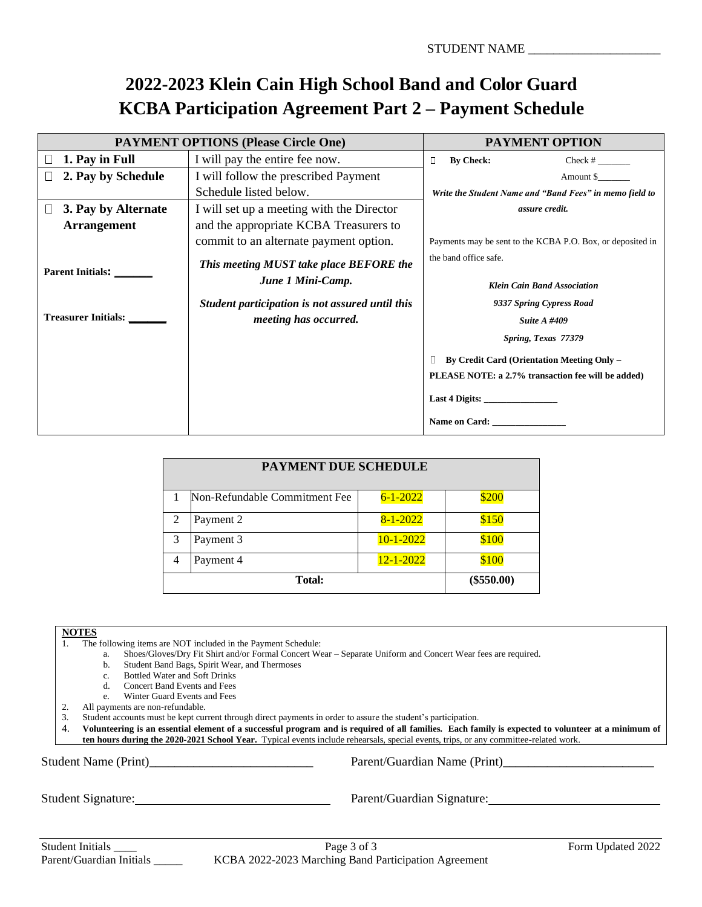STUDENT NAME ____________________

# 2022-2023 Klein Cain High School Band and Color Guard
# KCBA Participation Agreement Part 2 – Payment Schedule

| PAYMENT OPTIONS (Please Circle One) | | PAYMENT OPTION |
|---|---|---|
| ☐ **1. Pay in Full** | I will pay the entire fee now. | ☐ **By Check:** Check # _______ |
| ☐ **2. Pay by Schedule** | I will follow the prescribed Payment Schedule listed below. | Amount $_______ <br> ***Write the Student Name and "Band Fees" in memo field to assure credit.*** |
| ☐ **3. Pay by Alternate Arrangement** <br><br> **Parent Initials:** _______ <br><br> **Treasurer Initials:** _______ | I will set up a meeting with the Director and the appropriate KCBA Treasurers to commit to an alternate payment option. <br><br> ***This meeting MUST take place BEFORE the June 1 Mini-Camp.*** <br><br> ***Student participation is not assured until this meeting has occurred.*** | Payments may be sent to the KCBA P.O. Box, or deposited in the band office safe. <br><br> ***Klein Cain Band Association*** <br> ***9337 Spring Cypress Road*** <br> ***Suite A #409*** <br> ***Spring, Texas 77379*** <br><br> ☐ **By Credit Card (Orientation Meeting Only – PLEASE NOTE: a 2.7% transaction fee will be added)** <br><br> **Last 4 Digits:** ________________ <br><br> **Name on Card:** ________________ |

| PAYMENT DUE SCHEDULE | | | |
|---|---|---|---|
| 1 | Non-Refundable Commitment Fee | 6-1-2022 | $200 |
| 2 | Payment 2 | 8-1-2022 | $150 |
| 3 | Payment 3 | 10-1-2022 | $100 |
| 4 | Payment 4 | 12-1-2022 | $100 |
| **Total:** | | | **($550.00)** |

**NOTES**

1. The following items are NOT included in the Payment Schedule:
   a. Shoes/Gloves/Dry Fit Shirt and/or Formal Concert Wear – Separate Uniform and Concert Wear fees are required.
   b. Student Band Bags, Spirit Wear, and Thermoses
   c. Bottled Water and Soft Drinks
   d. Concert Band Events and Fees
   e. Winter Guard Events and Fees
2. All payments are non-refundable.
3. Student accounts must be kept current through direct payments in order to assure the student's participation.
4. **Volunteering is an essential element of a successful program and is required of all families. Each family is expected to volunteer at a minimum of ten hours during the 2020-2021 School Year.** Typical events include rehearsals, special events, trips, or any committee-related work.

Student Name (Print)__________________________ Parent/Guardian Name (Print)__________________________

Student Signature:______________________________ Parent/Guardian Signature:______________________________

Student Initials ____
Parent/Guardian Initials _____

KCBA 2022-2023 Marching Band Participation Agreement

Form Updated 2022